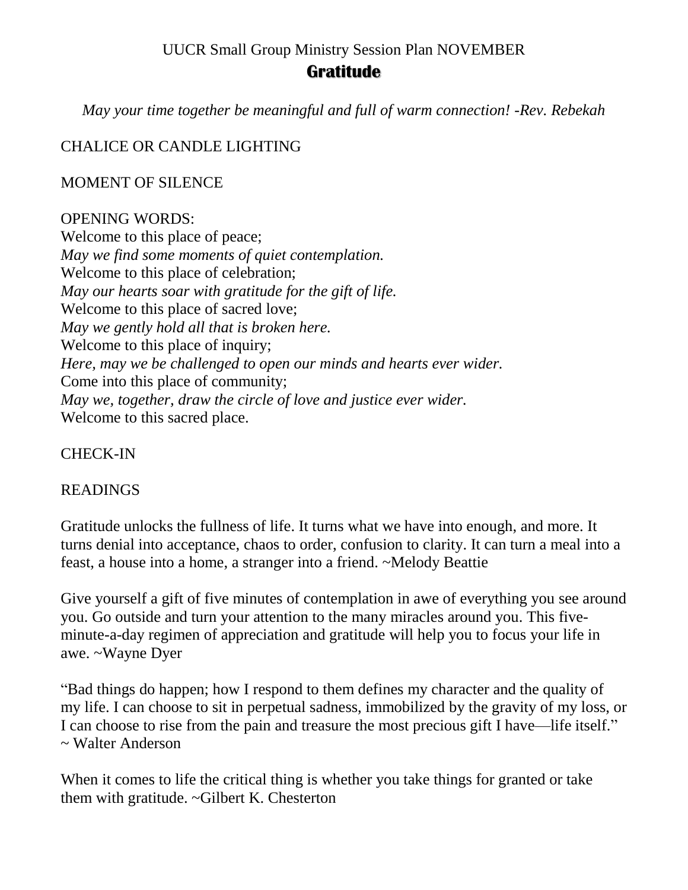UUCR Small Group Ministry Session Plan NOVEMBER

# **Gratitude**

*May your time together be meaningful and full of warm connection! -Rev. Rebekah*

CHALICE OR CANDLE LIGHTING

MOMENT OF SILENCE

OPENING WORDS:  
Welcome to this place of peace;  
*May we find some moments of quiet contemplation.*  
Welcome to this place of celebration;  
*May our hearts soar with gratitude for the gift of life.*  
Welcome to this place of sacred love;  
*May we gently hold all that is broken here.*  
Welcome to this place of inquiry;  
*Here, may we be challenged to open our minds and hearts ever wider.*  
Come into this place of community;  
*May we, together, draw the circle of love and justice ever wider.*  
Welcome to this sacred place.

CHECK-IN

READINGS

Gratitude unlocks the fullness of life. It turns what we have into enough, and more. It turns denial into acceptance, chaos to order, confusion to clarity. It can turn a meal into a feast, a house into a home, a stranger into a friend. ~Melody Beattie

Give yourself a gift of five minutes of contemplation in awe of everything you see around you. Go outside and turn your attention to the many miracles around you. This five-minute-a-day regimen of appreciation and gratitude will help you to focus your life in awe. ~Wayne Dyer

"Bad things do happen; how I respond to them defines my character and the quality of my life. I can choose to sit in perpetual sadness, immobilized by the gravity of my loss, or I can choose to rise from the pain and treasure the most precious gift I have—life itself." ~ Walter Anderson

When it comes to life the critical thing is whether you take things for granted or take them with gratitude. ~Gilbert K. Chesterton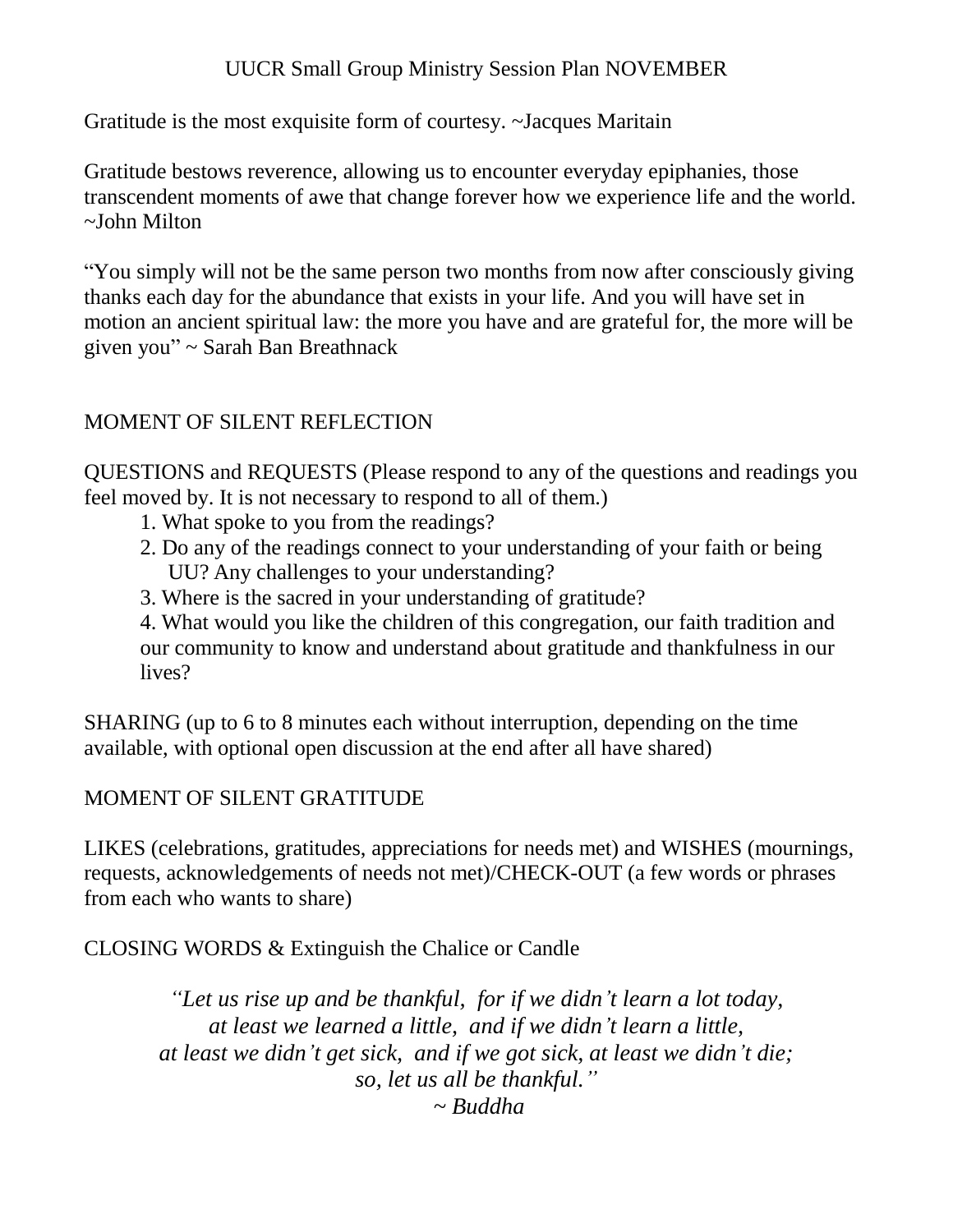UUCR Small Group Ministry Session Plan NOVEMBER

Gratitude is the most exquisite form of courtesy. ~Jacques Maritain

Gratitude bestows reverence, allowing us to encounter everyday epiphanies, those transcendent moments of awe that change forever how we experience life and the world. ~John Milton

"You simply will not be the same person two months from now after consciously giving thanks each day for the abundance that exists in your life. And you will have set in motion an ancient spiritual law: the more you have and are grateful for, the more will be given you" ~ Sarah Ban Breathnack

MOMENT OF SILENT REFLECTION

QUESTIONS and REQUESTS (Please respond to any of the questions and readings you feel moved by. It is not necessary to respond to all of them.)

1. What spoke to you from the readings?
2. Do any of the readings connect to your understanding of your faith or being UU? Any challenges to your understanding?
3. Where is the sacred in your understanding of gratitude?
4. What would you like the children of this congregation, our faith tradition and our community to know and understand about gratitude and thankfulness in our lives?

SHARING (up to 6 to 8 minutes each without interruption, depending on the time available, with optional open discussion at the end after all have shared)

MOMENT OF SILENT GRATITUDE

LIKES (celebrations, gratitudes, appreciations for needs met) and WISHES (mournings, requests, acknowledgements of needs not met)/CHECK-OUT (a few words or phrases from each who wants to share)

CLOSING WORDS & Extinguish the Chalice or Candle

*"Let us rise up and be thankful, for if we didn't learn a lot today,*
*at least we learned a little, and if we didn't learn a little,*
*at least we didn't get sick, and if we got sick, at least we didn't die;*
*so, let us all be thankful."*
*~ Buddha*